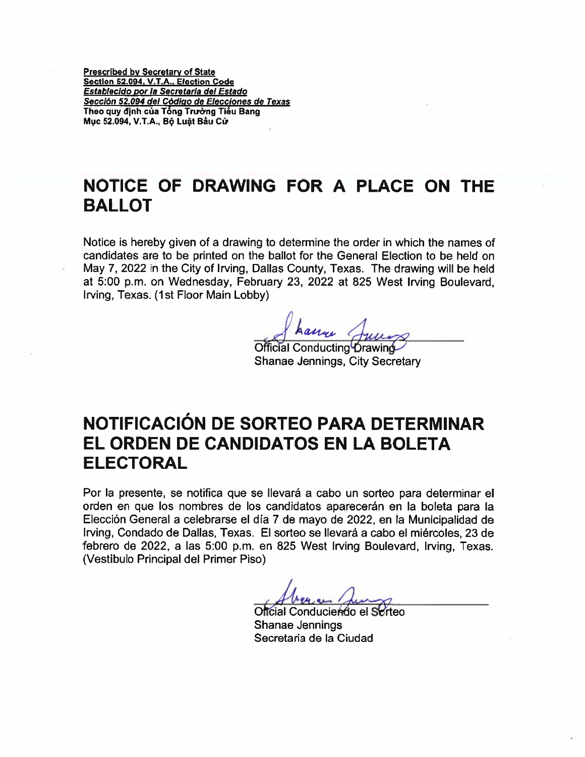**Prescribed by Secretary of State**
**Section 52.094, V.T.A., Election Code**
***Establecido por la Secretaria del Estado***
***Sección 52.094 del Código de Elecciones de Texas***
**Theo quy định của Tổng Trưởng Tiểu Bang**
**Mục 52.094, V.T.A., Bộ Luật Bầu Cử**

# NOTICE OF DRAWING FOR A PLACE ON THE BALLOT

Notice is hereby given of a drawing to determine the order in which the names of candidates are to be printed on the ballot for the General Election to be held on May 7, 2022 in the City of Irving, Dallas County, Texas. The drawing will be held at 5:00 p.m. on Wednesday, February 23, 2022 at 825 West Irving Boulevard, Irving, Texas. (1st Floor Main Lobby)

Official Conducting Drawing
Shanae Jennings, City Secretary

# NOTIFICACIÓN DE SORTEO PARA DETERMINAR EL ORDEN DE CANDIDATOS EN LA BOLETA ELECTORAL

Por la presente, se notifica que se llevará a cabo un sorteo para determinar el orden en que los nombres de los candidatos aparecerán en la boleta para la Elección General a celebrarse el día 7 de mayo de 2022, en la Municipalidad de Irving, Condado de Dallas, Texas. El sorteo se llevará a cabo el miércoles, 23 de febrero de 2022, a las 5:00 p.m. en 825 West Irving Boulevard, Irving, Texas. (Vestíbulo Principal del Primer Piso)

Oficial Conduciendo el Sorteo
Shanae Jennings
Secretaria de la Ciudad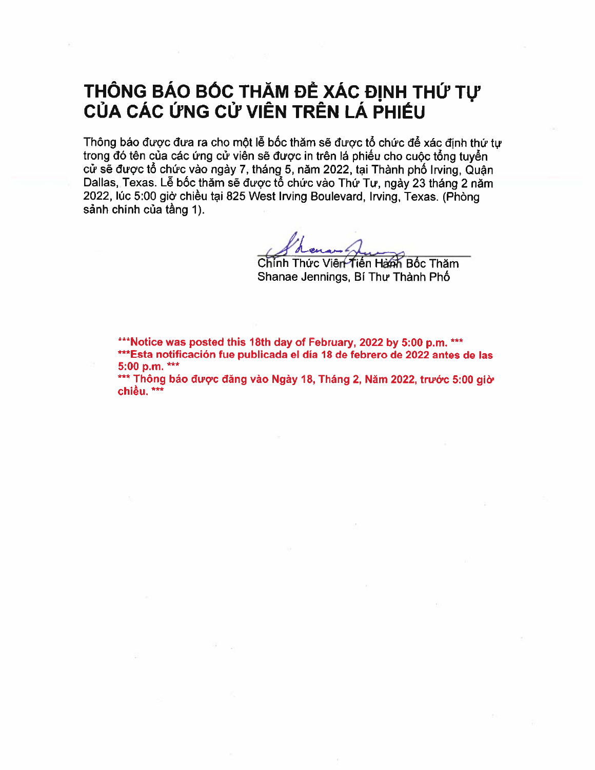# THÔNG BÁO BỐC THĂM ĐỂ XÁC ĐỊNH THỨ TỰ CỦA CÁC ỨNG CỬ VIÊN TRÊN LÁ PHIẾU

Thông báo được đưa ra cho một lễ bốc thăm sẽ được tổ chức để xác định thứ tự trong đó tên của các ứng cử viên sẽ được in trên lá phiếu cho cuộc tổng tuyển cử sẽ được tổ chức vào ngày 7, tháng 5, năm 2022, tại Thành phố Irving, Quận Dallas, Texas. Lễ bốc thăm sẽ được tổ chức vào Thứ Tư, ngày 23 tháng 2 năm 2022, lúc 5:00 giờ chiều tại 825 West Irving Boulevard, Irving, Texas. (Phòng sảnh chính của tầng 1).

Chính Thức Viên Tiến Hành Bốc Thăm
Shanae Jennings, Bí Thư Thành Phố

**\*\*\*Notice was posted this 18th day of February, 2022 by 5:00 p.m. \*\*\***
**\*\*\*Esta notificación fue publicada el día 18 de febrero de 2022 antes de las 5:00 p.m. \*\*\***
**\*\*\* Thông báo được đăng vào Ngày 18, Tháng 2, Năm 2022, trước 5:00 giờ chiều. \*\*\***